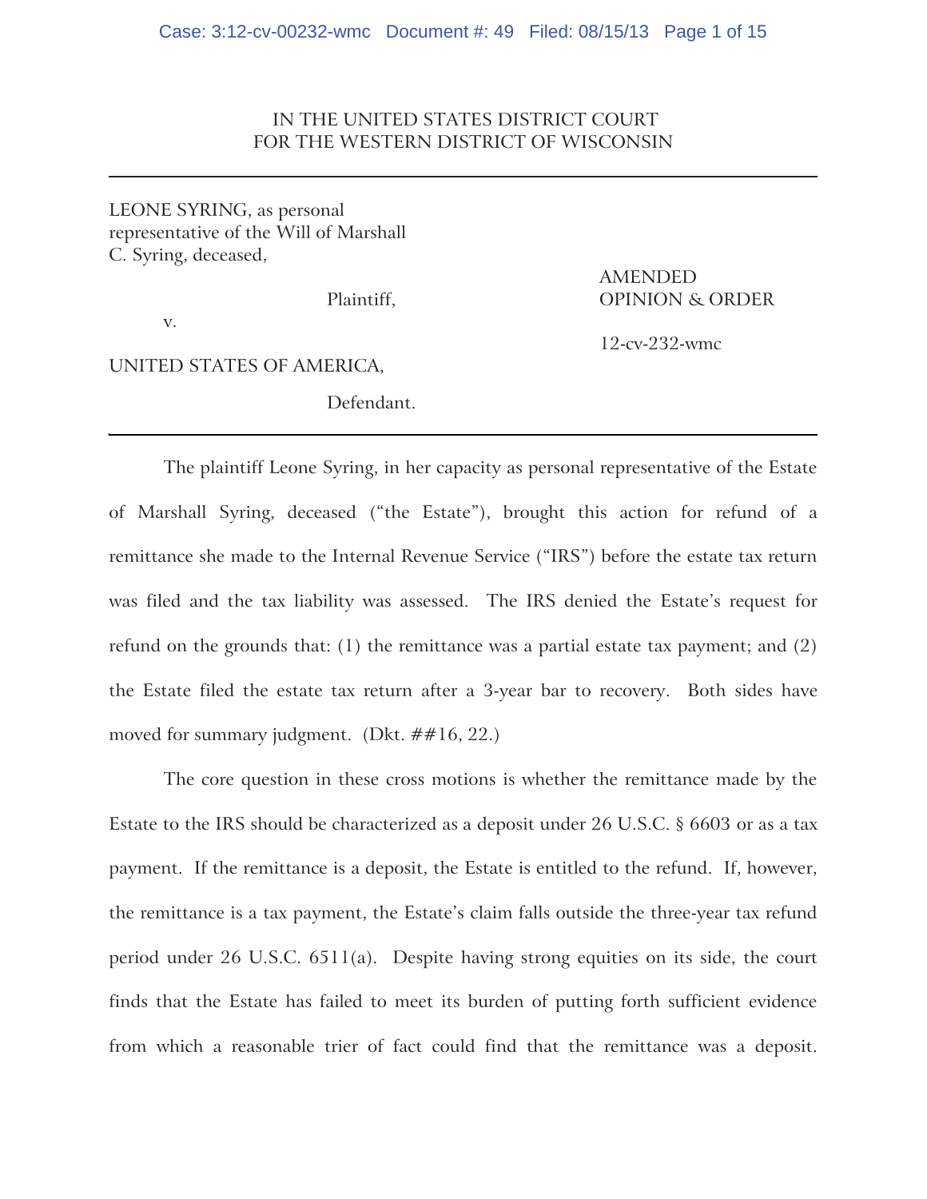IN THE UNITED STATES DISTRICT COURT
FOR THE WESTERN DISTRICT OF WISCONSIN

---

LEONE SYRING, as personal representative of the Will of Marshall C. Syring, deceased,

Plaintiff,

v.

UNITED STATES OF AMERICA,

Defendant.

AMENDED
OPINION & ORDER

12-cv-232-wmc

---

The plaintiff Leone Syring, in her capacity as personal representative of the Estate of Marshall Syring, deceased ("the Estate"), brought this action for refund of a remittance she made to the Internal Revenue Service ("IRS") before the estate tax return was filed and the tax liability was assessed. The IRS denied the Estate's request for refund on the grounds that: (1) the remittance was a partial estate tax payment; and (2) the Estate filed the estate tax return after a 3-year bar to recovery. Both sides have moved for summary judgment. (Dkt. ##16, 22.)

The core question in these cross motions is whether the remittance made by the Estate to the IRS should be characterized as a deposit under 26 U.S.C. § 6603 or as a tax payment. If the remittance is a deposit, the Estate is entitled to the refund. If, however, the remittance is a tax payment, the Estate's claim falls outside the three-year tax refund period under 26 U.S.C. 6511(a). Despite having strong equities on its side, the court finds that the Estate has failed to meet its burden of putting forth sufficient evidence from which a reasonable trier of fact could find that the remittance was a deposit.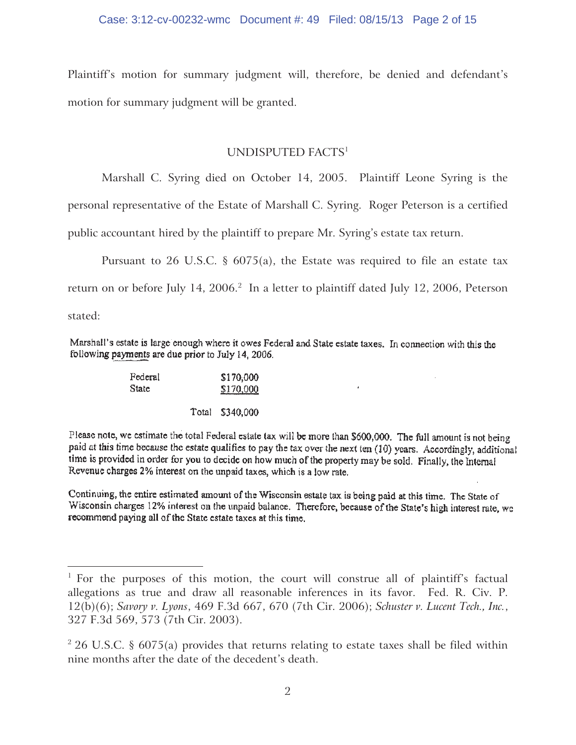Plaintiff's motion for summary judgment will, therefore, be denied and defendant's motion for summary judgment will be granted.

## UNDISPUTED FACTS[1]

Marshall C. Syring died on October 14, 2005. Plaintiff Leone Syring is the personal representative of the Estate of Marshall C. Syring. Roger Peterson is a certified public accountant hired by the plaintiff to prepare Mr. Syring's estate tax return.

Pursuant to 26 U.S.C. § 6075(a), the Estate was required to file an estate tax return on or before July 14, 2006.[2] In a letter to plaintiff dated July 12, 2006, Peterson stated:

> Marshall's estate is large enough where it owes Federal and State estate taxes. In connection with this the following payments are due prior to July 14, 2006.
>
> | | | |
> |---|---|---|
> | Federal | | $170,000 |
> | State | | $170,000 |
> | | Total | $340,000 |
>
> Please note, we estimate the total Federal estate tax will be more than $600,000. The full amount is not being paid at this time because the estate qualifies to pay the tax over the next ten (10) years. Accordingly, additional time is provided in order for you to decide on how much of the property may be sold. Finally, the Internal Revenue charges 2% interest on the unpaid taxes, which is a low rate.
>
> Continuing, the entire estimated amount of the Wisconsin estate tax is being paid at this time. The State of Wisconsin charges 12% interest on the unpaid balance. Therefore, because of the State's high interest rate, we recommend paying all of the State estate taxes at this time.

---

[1] For the purposes of this motion, the court will construe all of plaintiff's factual allegations as true and draw all reasonable inferences in its favor. Fed. R. Civ. P. 12(b)(6); *Savory v. Lyons*, 469 F.3d 667, 670 (7th Cir. 2006); *Schuster v. Lucent Tech., Inc.*, 327 F.3d 569, 573 (7th Cir. 2003).

[2] 26 U.S.C. § 6075(a) provides that returns relating to estate taxes shall be filed within nine months after the date of the decedent's death.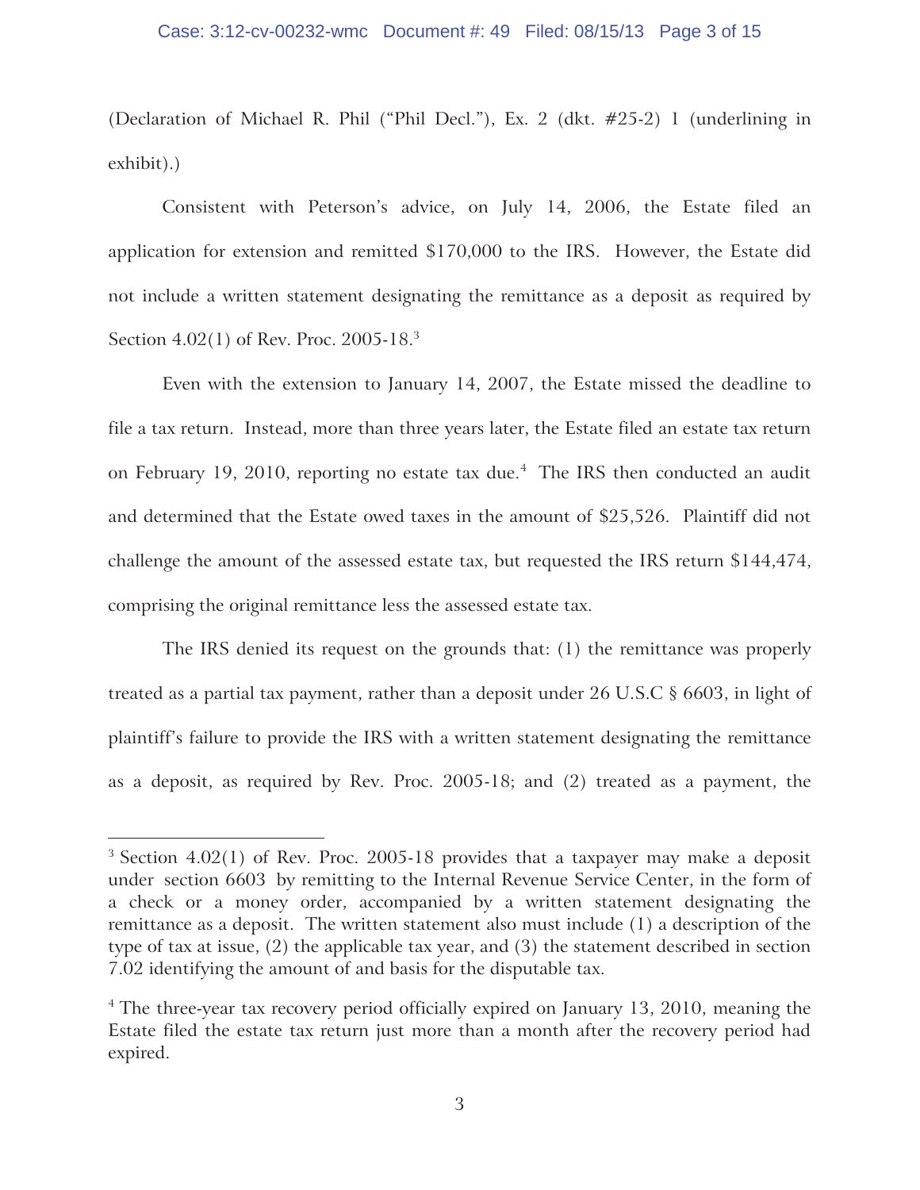(Declaration of Michael R. Phil ("Phil Decl."), Ex. 2 (dkt. #25-2) 1 (underlining in exhibit).)

Consistent with Peterson's advice, on July 14, 2006, the Estate filed an application for extension and remitted $170,000 to the IRS. However, the Estate did not include a written statement designating the remittance as a deposit as required by Section 4.02(1) of Rev. Proc. 2005-18.[3]

Even with the extension to January 14, 2007, the Estate missed the deadline to file a tax return. Instead, more than three years later, the Estate filed an estate tax return on February 19, 2010, reporting no estate tax due.[4] The IRS then conducted an audit and determined that the Estate owed taxes in the amount of $25,526. Plaintiff did not challenge the amount of the assessed estate tax, but requested the IRS return $144,474, comprising the original remittance less the assessed estate tax.

The IRS denied its request on the grounds that: (1) the remittance was properly treated as a partial tax payment, rather than a deposit under 26 U.S.C § 6603, in light of plaintiff's failure to provide the IRS with a written statement designating the remittance as a deposit, as required by Rev. Proc. 2005-18; and (2) treated as a payment, the

---

[3] Section 4.02(1) of Rev. Proc. 2005-18 provides that a taxpayer may make a deposit under section 6603 by remitting to the Internal Revenue Service Center, in the form of a check or a money order, accompanied by a written statement designating the remittance as a deposit. The written statement also must include (1) a description of the type of tax at issue, (2) the applicable tax year, and (3) the statement described in section 7.02 identifying the amount of and basis for the disputable tax.

[4] The three-year tax recovery period officially expired on January 13, 2010, meaning the Estate filed the estate tax return just more than a month after the recovery period had expired.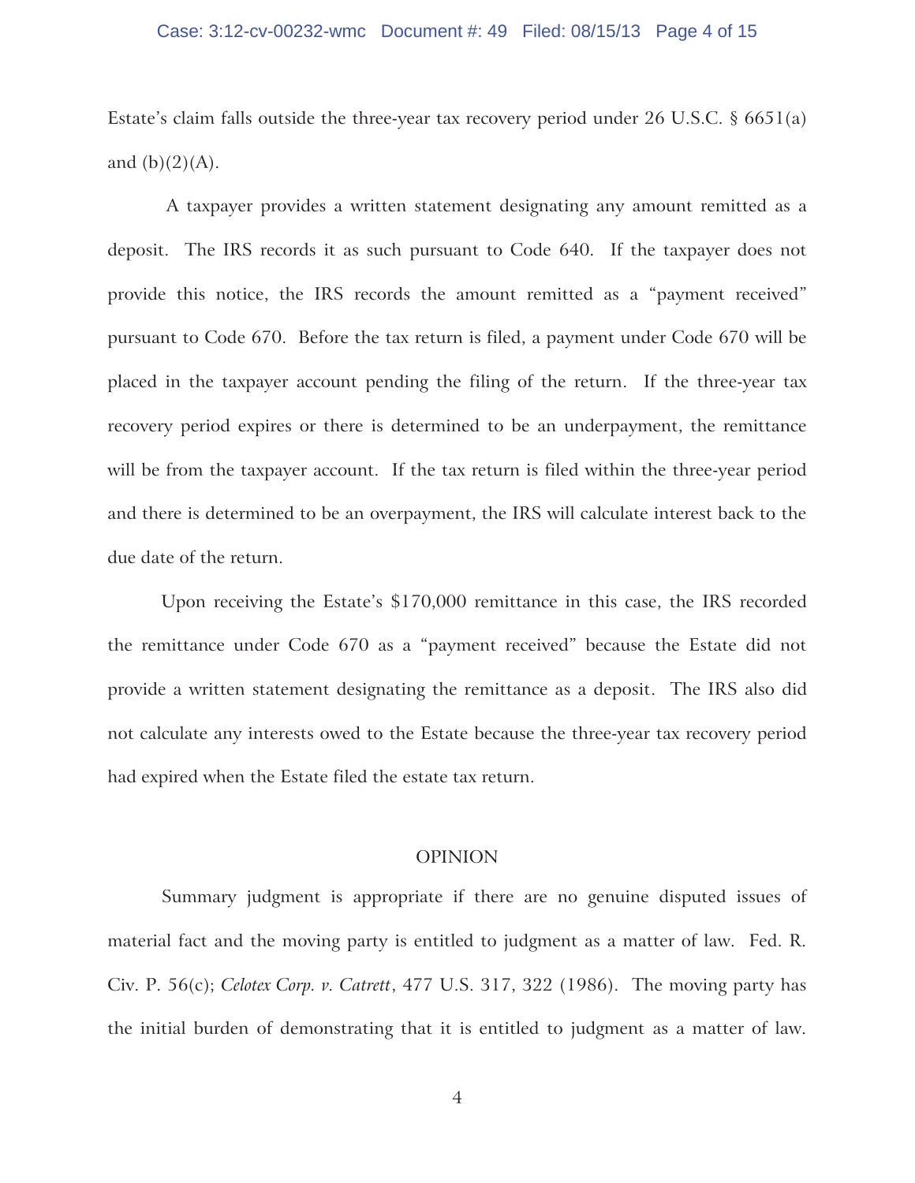Estate's claim falls outside the three-year tax recovery period under 26 U.S.C. § 6651(a) and (b)(2)(A).

A taxpayer provides a written statement designating any amount remitted as a deposit. The IRS records it as such pursuant to Code 640. If the taxpayer does not provide this notice, the IRS records the amount remitted as a "payment received" pursuant to Code 670. Before the tax return is filed, a payment under Code 670 will be placed in the taxpayer account pending the filing of the return. If the three-year tax recovery period expires or there is determined to be an underpayment, the remittance will be from the taxpayer account. If the tax return is filed within the three-year period and there is determined to be an overpayment, the IRS will calculate interest back to the due date of the return.

Upon receiving the Estate's $170,000 remittance in this case, the IRS recorded the remittance under Code 670 as a "payment received" because the Estate did not provide a written statement designating the remittance as a deposit. The IRS also did not calculate any interests owed to the Estate because the three-year tax recovery period had expired when the Estate filed the estate tax return.

## OPINION

Summary judgment is appropriate if there are no genuine disputed issues of material fact and the moving party is entitled to judgment as a matter of law. Fed. R. Civ. P. 56(c); *Celotex Corp. v. Catrett*, 477 U.S. 317, 322 (1986). The moving party has the initial burden of demonstrating that it is entitled to judgment as a matter of law.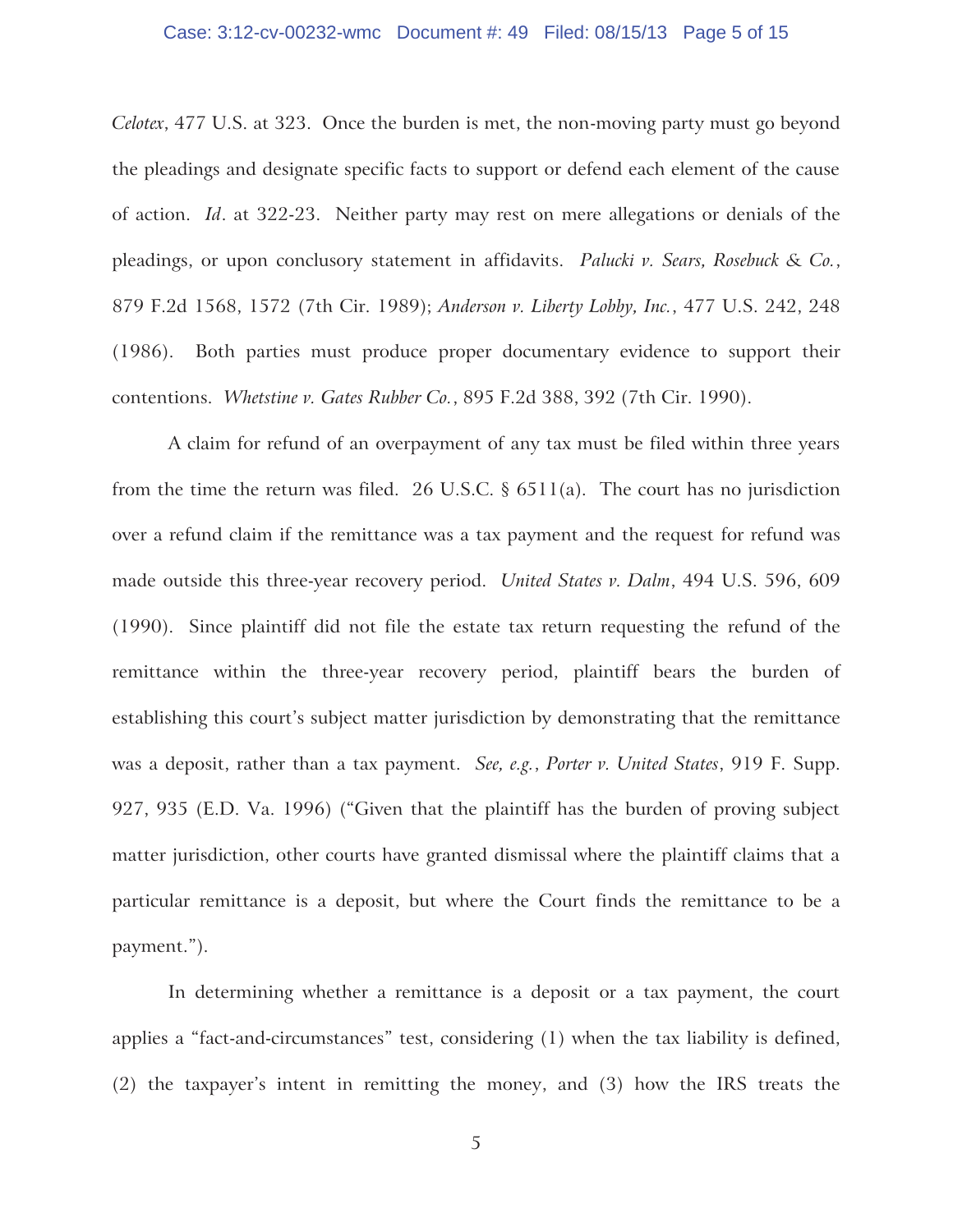*Celotex*, 477 U.S. at 323. Once the burden is met, the non-moving party must go beyond the pleadings and designate specific facts to support or defend each element of the cause of action. *Id*. at 322-23. Neither party may rest on mere allegations or denials of the pleadings, or upon conclusory statement in affidavits. *Palucki v. Sears, Rosebuck & Co.*, 879 F.2d 1568, 1572 (7th Cir. 1989); *Anderson v. Liberty Lobby, Inc.*, 477 U.S. 242, 248 (1986). Both parties must produce proper documentary evidence to support their contentions. *Whetstine v. Gates Rubber Co.*, 895 F.2d 388, 392 (7th Cir. 1990).

A claim for refund of an overpayment of any tax must be filed within three years from the time the return was filed. 26 U.S.C. § 6511(a). The court has no jurisdiction over a refund claim if the remittance was a tax payment and the request for refund was made outside this three-year recovery period. *United States v. Dalm*, 494 U.S. 596, 609 (1990). Since plaintiff did not file the estate tax return requesting the refund of the remittance within the three-year recovery period, plaintiff bears the burden of establishing this court's subject matter jurisdiction by demonstrating that the remittance was a deposit, rather than a tax payment. *See, e.g.*, *Porter v. United States*, 919 F. Supp. 927, 935 (E.D. Va. 1996) ("Given that the plaintiff has the burden of proving subject matter jurisdiction, other courts have granted dismissal where the plaintiff claims that a particular remittance is a deposit, but where the Court finds the remittance to be a payment.").

In determining whether a remittance is a deposit or a tax payment, the court applies a "fact-and-circumstances" test, considering (1) when the tax liability is defined, (2) the taxpayer's intent in remitting the money, and (3) how the IRS treats the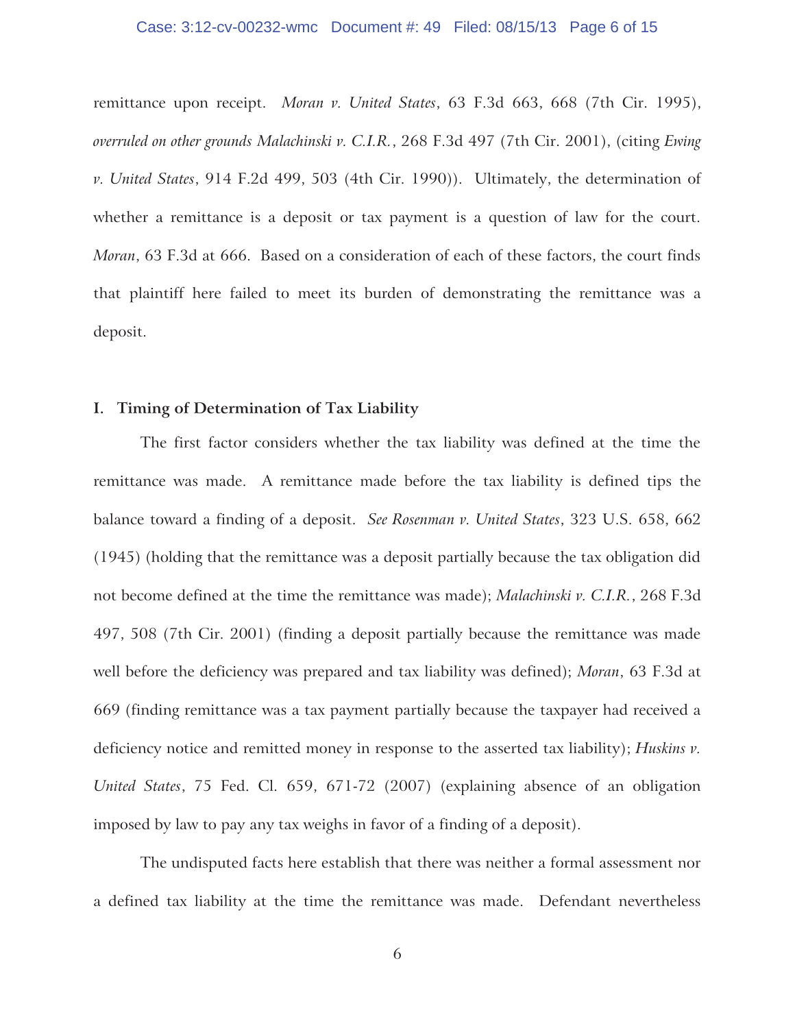remittance upon receipt. *Moran v. United States*, 63 F.3d 663, 668 (7th Cir. 1995), *overruled on other grounds Malachinski v. C.I.R.*, 268 F.3d 497 (7th Cir. 2001), (citing *Ewing v. United States*, 914 F.2d 499, 503 (4th Cir. 1990)). Ultimately, the determination of whether a remittance is a deposit or tax payment is a question of law for the court. *Moran*, 63 F.3d at 666. Based on a consideration of each of these factors, the court finds that plaintiff here failed to meet its burden of demonstrating the remittance was a deposit.

## I. Timing of Determination of Tax Liability

The first factor considers whether the tax liability was defined at the time the remittance was made. A remittance made before the tax liability is defined tips the balance toward a finding of a deposit. *See Rosenman v. United States*, 323 U.S. 658, 662 (1945) (holding that the remittance was a deposit partially because the tax obligation did not become defined at the time the remittance was made); *Malachinski v. C.I.R.*, 268 F.3d 497, 508 (7th Cir. 2001) (finding a deposit partially because the remittance was made well before the deficiency was prepared and tax liability was defined); *Moran*, 63 F.3d at 669 (finding remittance was a tax payment partially because the taxpayer had received a deficiency notice and remitted money in response to the asserted tax liability); *Huskins v. United States*, 75 Fed. Cl. 659, 671-72 (2007) (explaining absence of an obligation imposed by law to pay any tax weighs in favor of a finding of a deposit).

The undisputed facts here establish that there was neither a formal assessment nor a defined tax liability at the time the remittance was made. Defendant nevertheless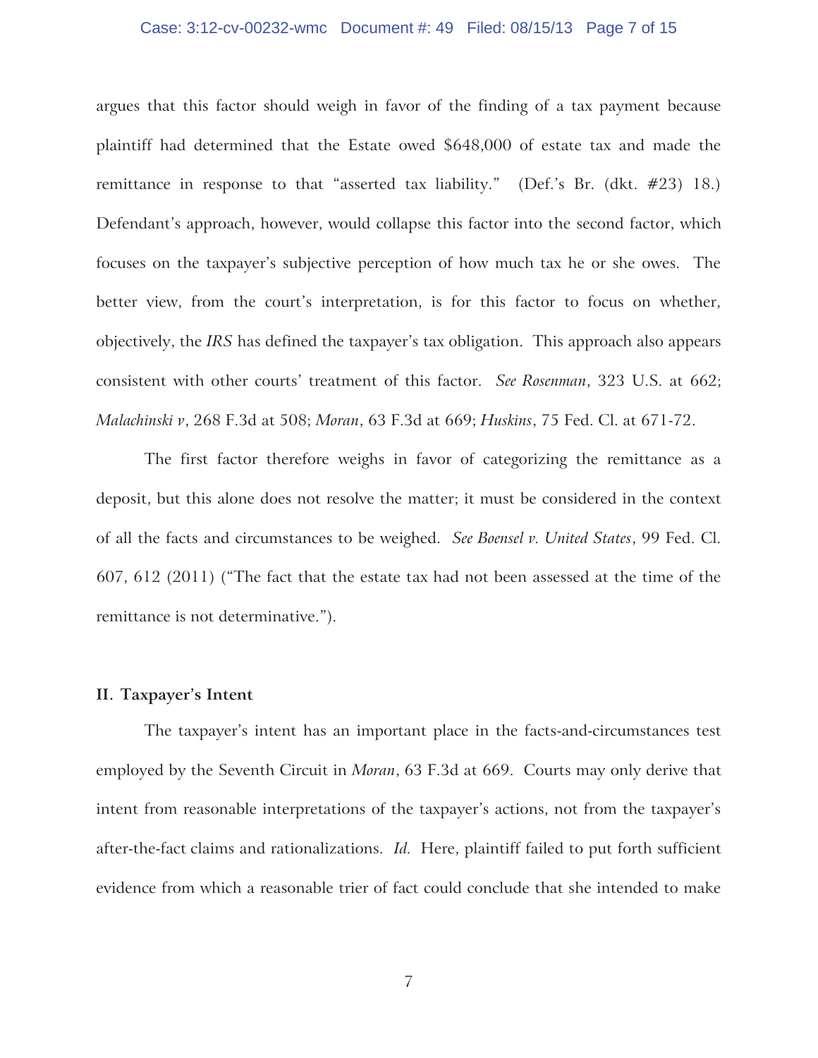argues that this factor should weigh in favor of the finding of a tax payment because plaintiff had determined that the Estate owed $648,000 of estate tax and made the remittance in response to that "asserted tax liability." (Def.'s Br. (dkt. #23) 18.) Defendant's approach, however, would collapse this factor into the second factor, which focuses on the taxpayer's subjective perception of how much tax he or she owes. The better view, from the court's interpretation, is for this factor to focus on whether, objectively, the *IRS* has defined the taxpayer's tax obligation. This approach also appears consistent with other courts' treatment of this factor. *See Rosenman*, 323 U.S. at 662; *Malachinski v*, 268 F.3d at 508; *Moran*, 63 F.3d at 669; *Huskins*, 75 Fed. Cl. at 671-72.

The first factor therefore weighs in favor of categorizing the remittance as a deposit, but this alone does not resolve the matter; it must be considered in the context of all the facts and circumstances to be weighed. *See Boensel v. United States*, 99 Fed. Cl. 607, 612 (2011) ("The fact that the estate tax had not been assessed at the time of the remittance is not determinative.").

## II. Taxpayer's Intent

The taxpayer's intent has an important place in the facts-and-circumstances test employed by the Seventh Circuit in *Moran*, 63 F.3d at 669. Courts may only derive that intent from reasonable interpretations of the taxpayer's actions, not from the taxpayer's after-the-fact claims and rationalizations. *Id.* Here, plaintiff failed to put forth sufficient evidence from which a reasonable trier of fact could conclude that she intended to make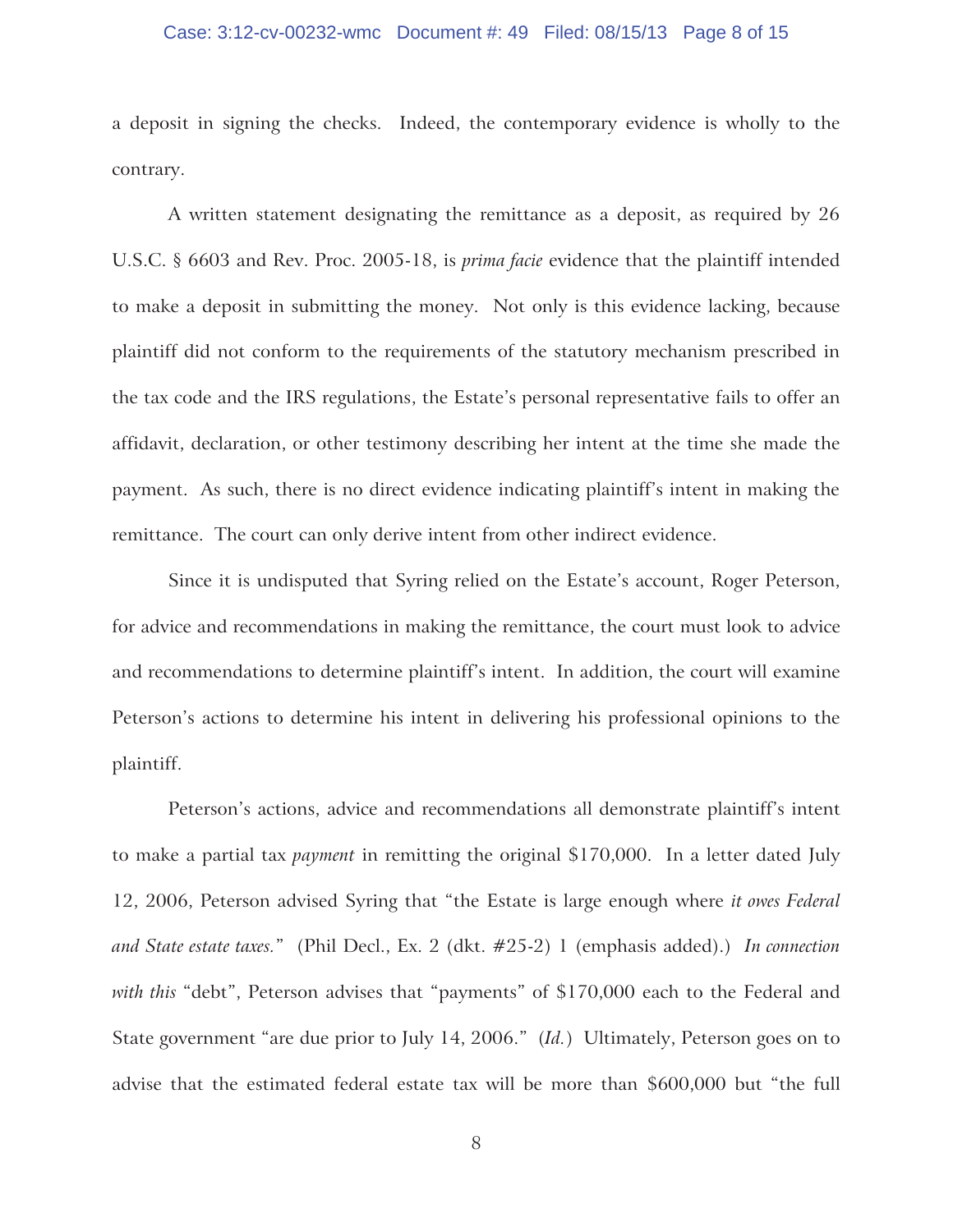a deposit in signing the checks. Indeed, the contemporary evidence is wholly to the contrary.

A written statement designating the remittance as a deposit, as required by 26 U.S.C. § 6603 and Rev. Proc. 2005-18, is *prima facie* evidence that the plaintiff intended to make a deposit in submitting the money. Not only is this evidence lacking, because plaintiff did not conform to the requirements of the statutory mechanism prescribed in the tax code and the IRS regulations, the Estate's personal representative fails to offer an affidavit, declaration, or other testimony describing her intent at the time she made the payment. As such, there is no direct evidence indicating plaintiff's intent in making the remittance. The court can only derive intent from other indirect evidence.

Since it is undisputed that Syring relied on the Estate's account, Roger Peterson, for advice and recommendations in making the remittance, the court must look to advice and recommendations to determine plaintiff's intent. In addition, the court will examine Peterson's actions to determine his intent in delivering his professional opinions to the plaintiff.

Peterson's actions, advice and recommendations all demonstrate plaintiff's intent to make a partial tax *payment* in remitting the original $170,000. In a letter dated July 12, 2006, Peterson advised Syring that "the Estate is large enough where *it owes Federal and State estate taxes.*" (Phil Decl., Ex. 2 (dkt. #25-2) 1 (emphasis added).) *In connection with this* "debt", Peterson advises that "payments" of $170,000 each to the Federal and State government "are due prior to July 14, 2006." (*Id.*) Ultimately, Peterson goes on to advise that the estimated federal estate tax will be more than $600,000 but "the full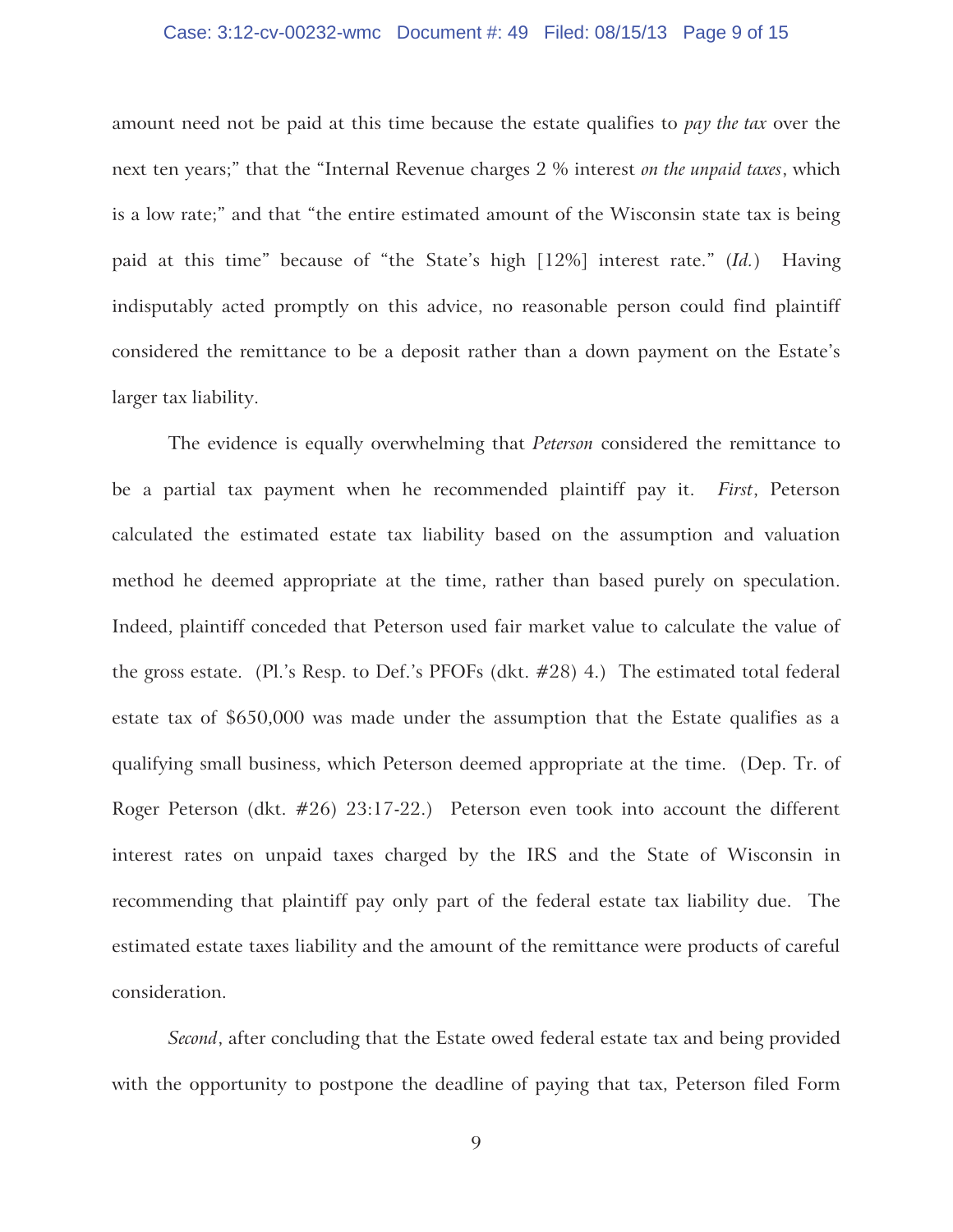amount need not be paid at this time because the estate qualifies to *pay the tax* over the next ten years;" that the "Internal Revenue charges 2 % interest *on the unpaid taxes*, which is a low rate;" and that "the entire estimated amount of the Wisconsin state tax is being paid at this time" because of "the State's high [12%] interest rate." (*Id.*) Having indisputably acted promptly on this advice, no reasonable person could find plaintiff considered the remittance to be a deposit rather than a down payment on the Estate's larger tax liability.

The evidence is equally overwhelming that *Peterson* considered the remittance to be a partial tax payment when he recommended plaintiff pay it. *First*, Peterson calculated the estimated estate tax liability based on the assumption and valuation method he deemed appropriate at the time, rather than based purely on speculation. Indeed, plaintiff conceded that Peterson used fair market value to calculate the value of the gross estate. (Pl.'s Resp. to Def.'s PFOFs (dkt. #28) 4.) The estimated total federal estate tax of $650,000 was made under the assumption that the Estate qualifies as a qualifying small business, which Peterson deemed appropriate at the time. (Dep. Tr. of Roger Peterson (dkt. #26) 23:17-22.) Peterson even took into account the different interest rates on unpaid taxes charged by the IRS and the State of Wisconsin in recommending that plaintiff pay only part of the federal estate tax liability due. The estimated estate taxes liability and the amount of the remittance were products of careful consideration.

*Second*, after concluding that the Estate owed federal estate tax and being provided with the opportunity to postpone the deadline of paying that tax, Peterson filed Form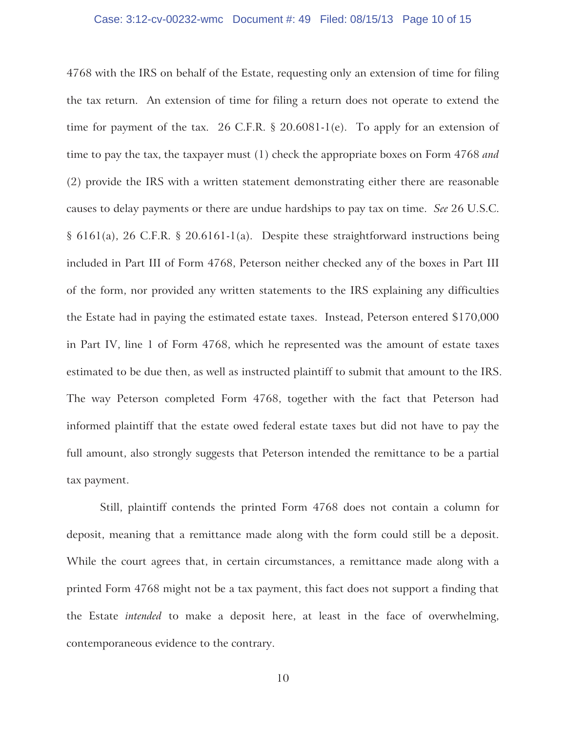4768 with the IRS on behalf of the Estate, requesting only an extension of time for filing the tax return. An extension of time for filing a return does not operate to extend the time for payment of the tax. 26 C.F.R. § 20.6081-1(e). To apply for an extension of time to pay the tax, the taxpayer must (1) check the appropriate boxes on Form 4768 *and* (2) provide the IRS with a written statement demonstrating either there are reasonable causes to delay payments or there are undue hardships to pay tax on time. *See* 26 U.S.C. § 6161(a), 26 C.F.R. § 20.6161-1(a). Despite these straightforward instructions being included in Part III of Form 4768, Peterson neither checked any of the boxes in Part III of the form, nor provided any written statements to the IRS explaining any difficulties the Estate had in paying the estimated estate taxes. Instead, Peterson entered $170,000 in Part IV, line 1 of Form 4768, which he represented was the amount of estate taxes estimated to be due then, as well as instructed plaintiff to submit that amount to the IRS. The way Peterson completed Form 4768, together with the fact that Peterson had informed plaintiff that the estate owed federal estate taxes but did not have to pay the full amount, also strongly suggests that Peterson intended the remittance to be a partial tax payment.

Still, plaintiff contends the printed Form 4768 does not contain a column for deposit, meaning that a remittance made along with the form could still be a deposit. While the court agrees that, in certain circumstances, a remittance made along with a printed Form 4768 might not be a tax payment, this fact does not support a finding that the Estate *intended* to make a deposit here, at least in the face of overwhelming, contemporaneous evidence to the contrary.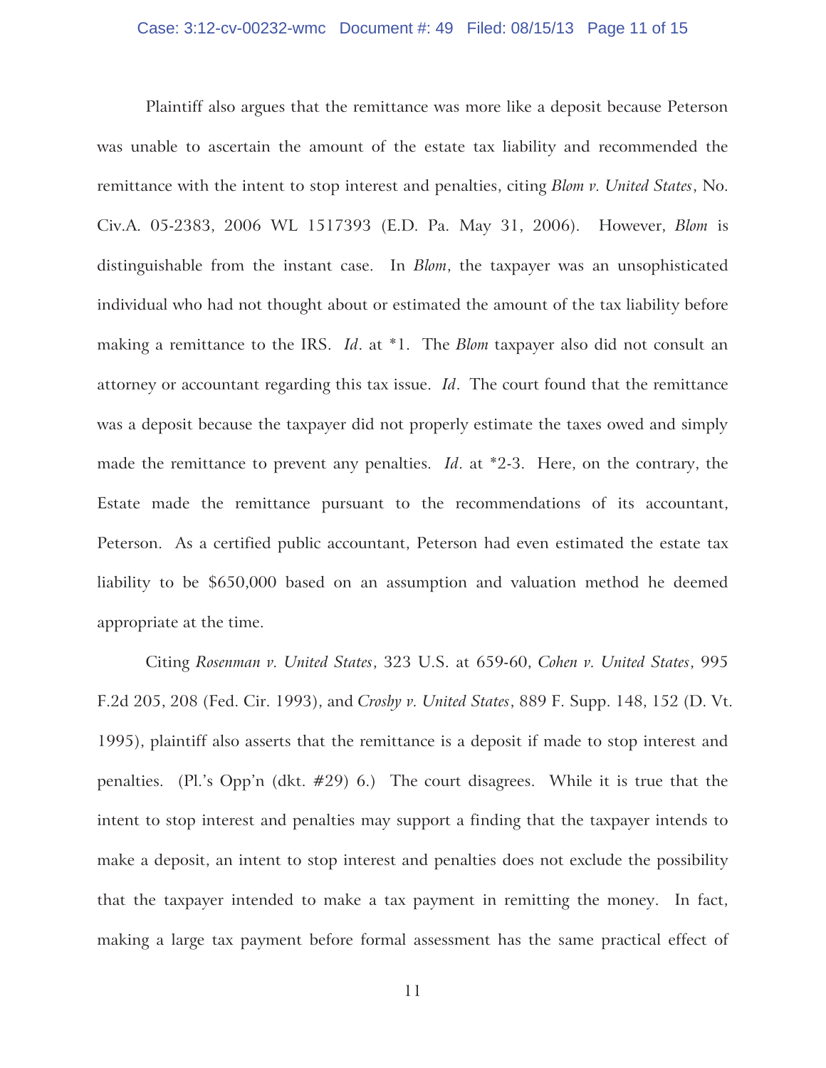Plaintiff also argues that the remittance was more like a deposit because Peterson was unable to ascertain the amount of the estate tax liability and recommended the remittance with the intent to stop interest and penalties, citing *Blom v. United States*, No. Civ.A. 05-2383, 2006 WL 1517393 (E.D. Pa. May 31, 2006). However, *Blom* is distinguishable from the instant case. In *Blom*, the taxpayer was an unsophisticated individual who had not thought about or estimated the amount of the tax liability before making a remittance to the IRS. *Id*. at *1. The *Blom* taxpayer also did not consult an attorney or accountant regarding this tax issue. *Id*. The court found that the remittance was a deposit because the taxpayer did not properly estimate the taxes owed and simply made the remittance to prevent any penalties. *Id*. at *2-3. Here, on the contrary, the Estate made the remittance pursuant to the recommendations of its accountant, Peterson. As a certified public accountant, Peterson had even estimated the estate tax liability to be $650,000 based on an assumption and valuation method he deemed appropriate at the time.

Citing *Rosenman v. United States*, 323 U.S. at 659-60, *Cohen v. United States*, 995 F.2d 205, 208 (Fed. Cir. 1993), and *Crosby v. United States*, 889 F. Supp. 148, 152 (D. Vt. 1995), plaintiff also asserts that the remittance is a deposit if made to stop interest and penalties. (Pl.'s Opp'n (dkt. #29) 6.) The court disagrees. While it is true that the intent to stop interest and penalties may support a finding that the taxpayer intends to make a deposit, an intent to stop interest and penalties does not exclude the possibility that the taxpayer intended to make a tax payment in remitting the money. In fact, making a large tax payment before formal assessment has the same practical effect of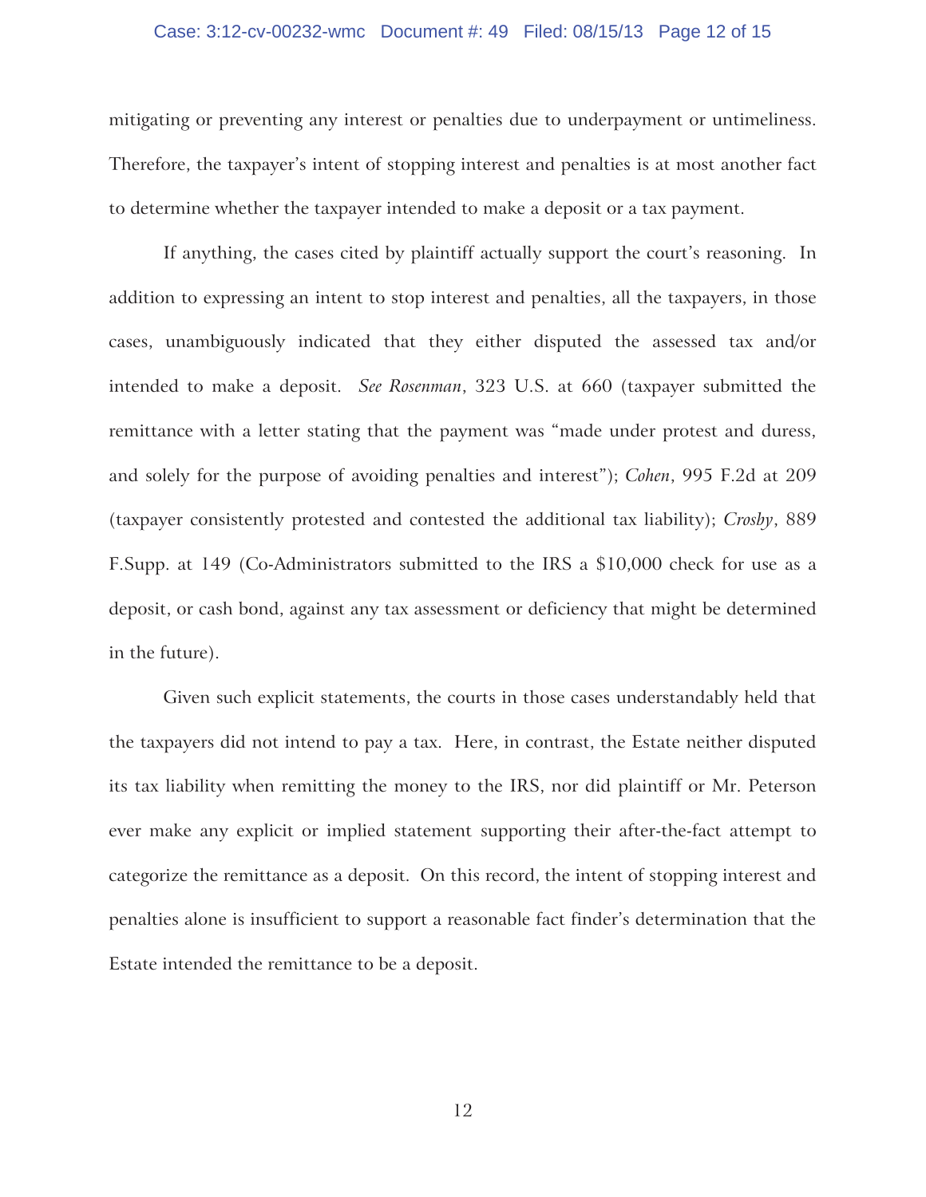mitigating or preventing any interest or penalties due to underpayment or untimeliness. Therefore, the taxpayer's intent of stopping interest and penalties is at most another fact to determine whether the taxpayer intended to make a deposit or a tax payment.

If anything, the cases cited by plaintiff actually support the court's reasoning. In addition to expressing an intent to stop interest and penalties, all the taxpayers, in those cases, unambiguously indicated that they either disputed the assessed tax and/or intended to make a deposit. *See Rosenman*, 323 U.S. at 660 (taxpayer submitted the remittance with a letter stating that the payment was "made under protest and duress, and solely for the purpose of avoiding penalties and interest"); *Cohen*, 995 F.2d at 209 (taxpayer consistently protested and contested the additional tax liability); *Crosby*, 889 F.Supp. at 149 (Co-Administrators submitted to the IRS a $10,000 check for use as a deposit, or cash bond, against any tax assessment or deficiency that might be determined in the future).

Given such explicit statements, the courts in those cases understandably held that the taxpayers did not intend to pay a tax. Here, in contrast, the Estate neither disputed its tax liability when remitting the money to the IRS, nor did plaintiff or Mr. Peterson ever make any explicit or implied statement supporting their after-the-fact attempt to categorize the remittance as a deposit. On this record, the intent of stopping interest and penalties alone is insufficient to support a reasonable fact finder's determination that the Estate intended the remittance to be a deposit.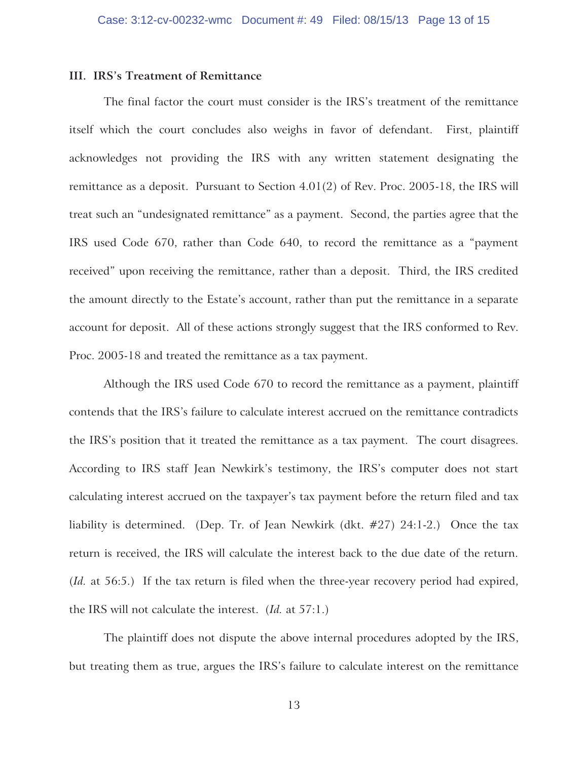### III. IRS's Treatment of Remittance

The final factor the court must consider is the IRS's treatment of the remittance itself which the court concludes also weighs in favor of defendant. First, plaintiff acknowledges not providing the IRS with any written statement designating the remittance as a deposit. Pursuant to Section 4.01(2) of Rev. Proc. 2005-18, the IRS will treat such an "undesignated remittance" as a payment. Second, the parties agree that the IRS used Code 670, rather than Code 640, to record the remittance as a "payment received" upon receiving the remittance, rather than a deposit. Third, the IRS credited the amount directly to the Estate's account, rather than put the remittance in a separate account for deposit. All of these actions strongly suggest that the IRS conformed to Rev. Proc. 2005-18 and treated the remittance as a tax payment.

Although the IRS used Code 670 to record the remittance as a payment, plaintiff contends that the IRS's failure to calculate interest accrued on the remittance contradicts the IRS's position that it treated the remittance as a tax payment. The court disagrees. According to IRS staff Jean Newkirk's testimony, the IRS's computer does not start calculating interest accrued on the taxpayer's tax payment before the return filed and tax liability is determined. (Dep. Tr. of Jean Newkirk (dkt. #27) 24:1-2.) Once the tax return is received, the IRS will calculate the interest back to the due date of the return. (*Id.* at 56:5.) If the tax return is filed when the three-year recovery period had expired, the IRS will not calculate the interest. (*Id.* at 57:1.)

The plaintiff does not dispute the above internal procedures adopted by the IRS, but treating them as true, argues the IRS's failure to calculate interest on the remittance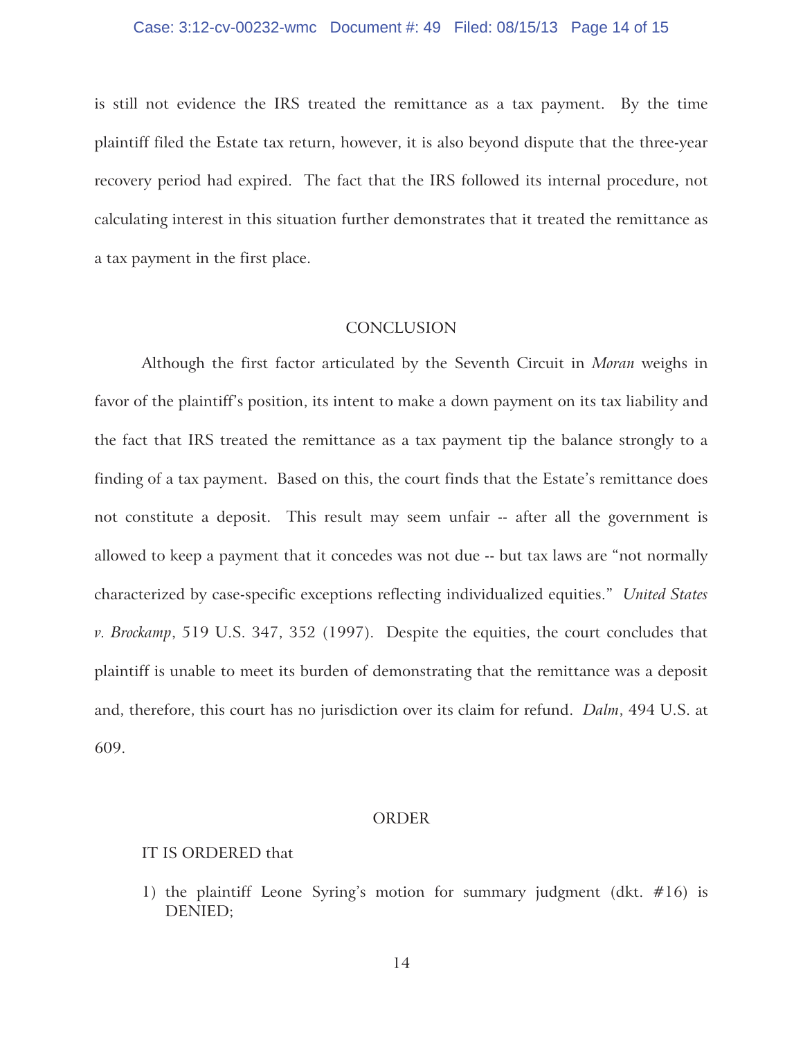is still not evidence the IRS treated the remittance as a tax payment. By the time plaintiff filed the Estate tax return, however, it is also beyond dispute that the three-year recovery period had expired. The fact that the IRS followed its internal procedure, not calculating interest in this situation further demonstrates that it treated the remittance as a tax payment in the first place.

## CONCLUSION

Although the first factor articulated by the Seventh Circuit in *Moran* weighs in favor of the plaintiff's position, its intent to make a down payment on its tax liability and the fact that IRS treated the remittance as a tax payment tip the balance strongly to a finding of a tax payment. Based on this, the court finds that the Estate's remittance does not constitute a deposit. This result may seem unfair -- after all the government is allowed to keep a payment that it concedes was not due -- but tax laws are "not normally characterized by case-specific exceptions reflecting individualized equities." *United States v. Brockamp*, 519 U.S. 347, 352 (1997). Despite the equities, the court concludes that plaintiff is unable to meet its burden of demonstrating that the remittance was a deposit and, therefore, this court has no jurisdiction over its claim for refund. *Dalm*, 494 U.S. at 609.

## ORDER

IT IS ORDERED that

1) the plaintiff Leone Syring's motion for summary judgment (dkt. #16) is DENIED;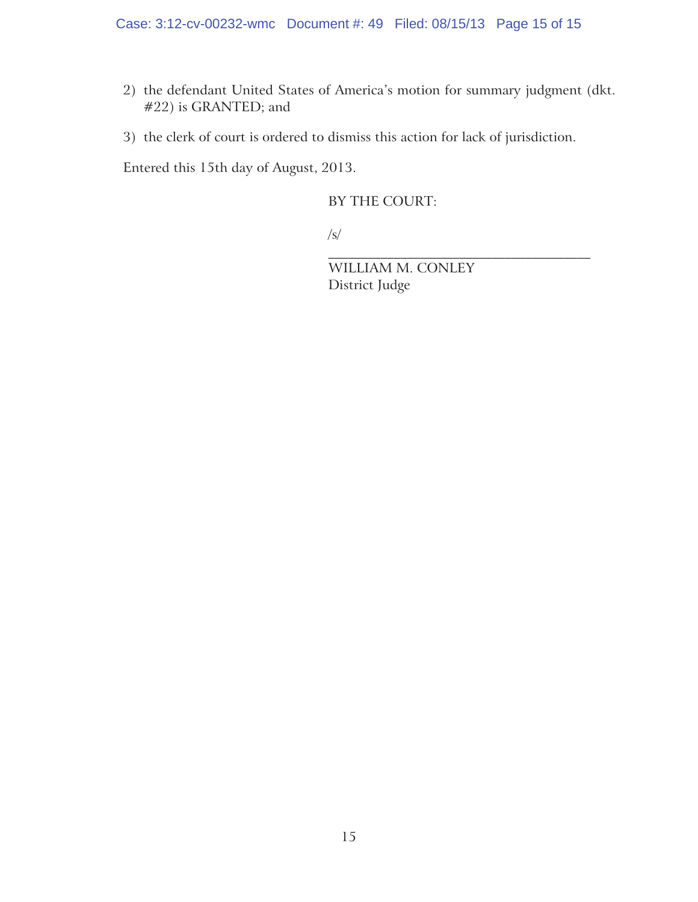2) the defendant United States of America's motion for summary judgment (dkt. #22) is GRANTED; and

3) the clerk of court is ordered to dismiss this action for lack of jurisdiction.

Entered this 15th day of August, 2013.

BY THE COURT:

/s/

_______________________________________

WILLIAM M. CONLEY
District Judge